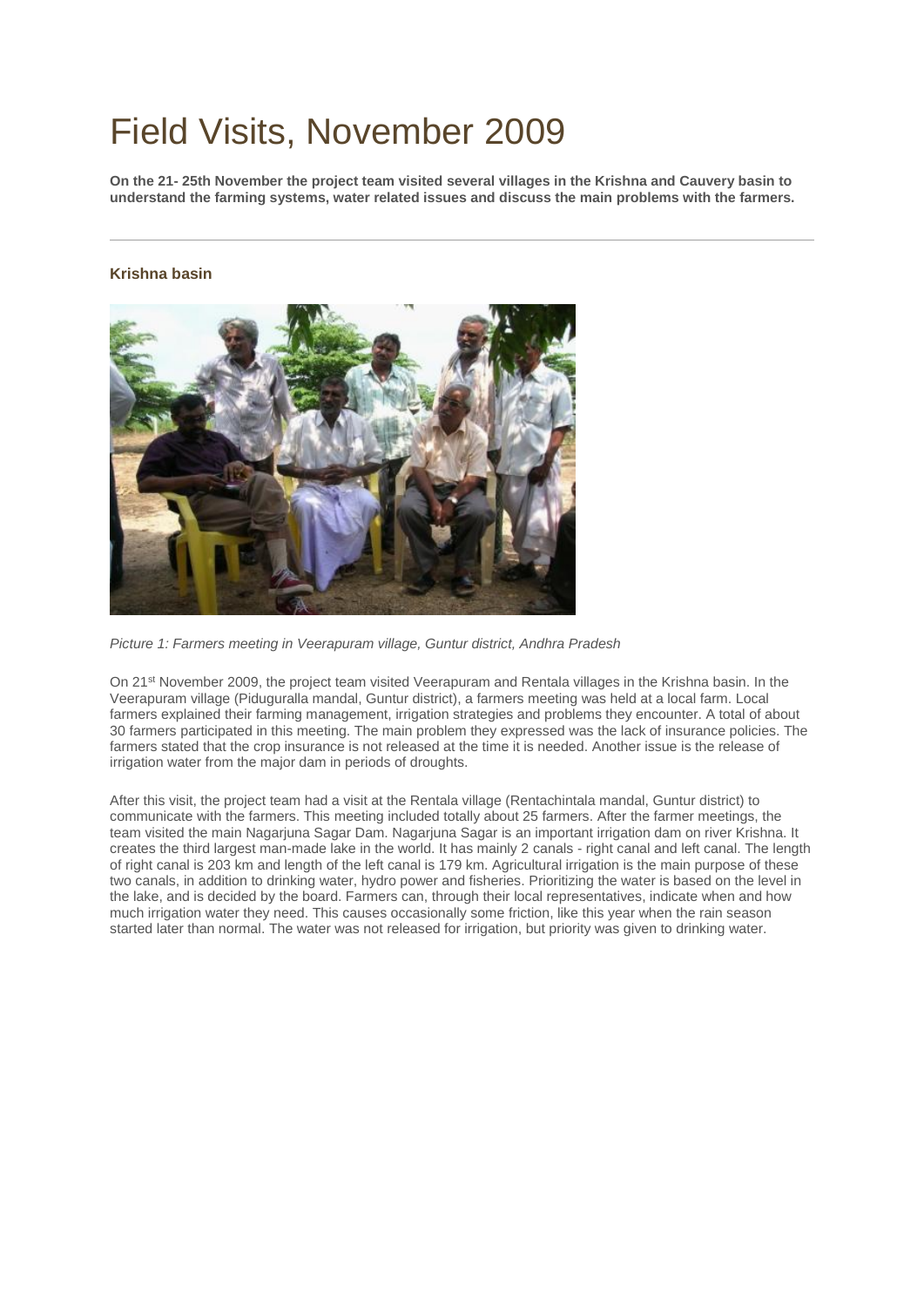# Field Visits, November 2009

**On the 21- 25th November the project team visited several villages in the Krishna and Cauvery basin to understand the farming systems, water related issues and discuss the main problems with the farmers.**

---

### Krishna basin

*Picture 1: Farmers meeting in Veerapuram village, Guntur district, Andhra Pradesh*

On 21st November 2009, the project team visited Veerapuram and Rentala villages in the Krishna basin. In the Veerapuram village (Piduguralla mandal, Guntur district), a farmers meeting was held at a local farm. Local farmers explained their farming management, irrigation strategies and problems they encounter. A total of about 30 farmers participated in this meeting. The main problem they expressed was the lack of insurance policies. The farmers stated that the crop insurance is not released at the time it is needed. Another issue is the release of irrigation water from the major dam in periods of droughts.

After this visit, the project team had a visit at the Rentala village (Rentachintala mandal, Guntur district) to communicate with the farmers. This meeting included totally about 25 farmers. After the farmer meetings, the team visited the main Nagarjuna Sagar Dam. Nagarjuna Sagar is an important irrigation dam on river Krishna. It creates the third largest man-made lake in the world. It has mainly 2 canals - right canal and left canal. The length of right canal is 203 km and length of the left canal is 179 km. Agricultural irrigation is the main purpose of these two canals, in addition to drinking water, hydro power and fisheries. Prioritizing the water is based on the level in the lake, and is decided by the board. Farmers can, through their local representatives, indicate when and how much irrigation water they need. This causes occasionally some friction, like this year when the rain season started later than normal. The water was not released for irrigation, but priority was given to drinking water.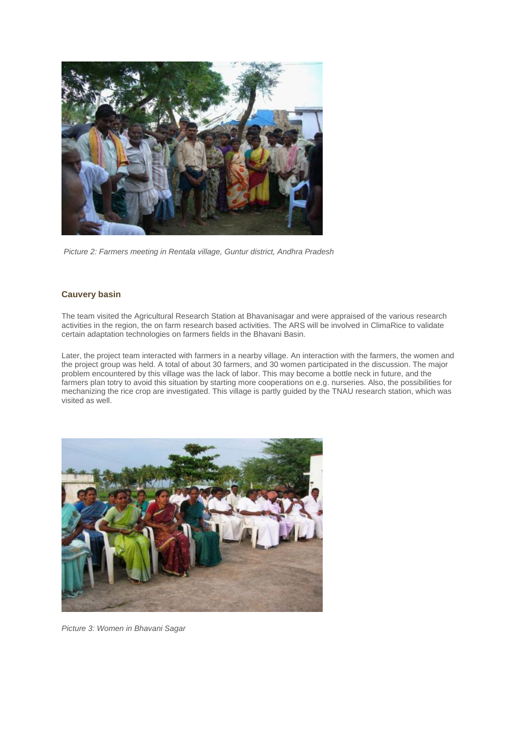*Picture 2: Farmers meeting in Rentala village, Guntur district, Andhra Pradesh*

### Cauvery basin

The team visited the Agricultural Research Station at Bhavanisagar and were appraised of the various research activities in the region, the on farm research based activities. The ARS will be involved in ClimaRice to validate certain adaptation technologies on farmers fields in the Bhavani Basin.

Later, the project team interacted with farmers in a nearby village. An interaction with the farmers, the women and the project group was held. A total of about 30 farmers, and 30 women participated in the discussion. The major problem encountered by this village was the lack of labor. This may become a bottle neck in future, and the farmers plan totry to avoid this situation by starting more cooperations on e.g. nurseries. Also, the possibilities for mechanizing the rice crop are investigated. This village is partly guided by the TNAU research station, which was visited as well.

*Picture 3: Women in Bhavani Sagar*